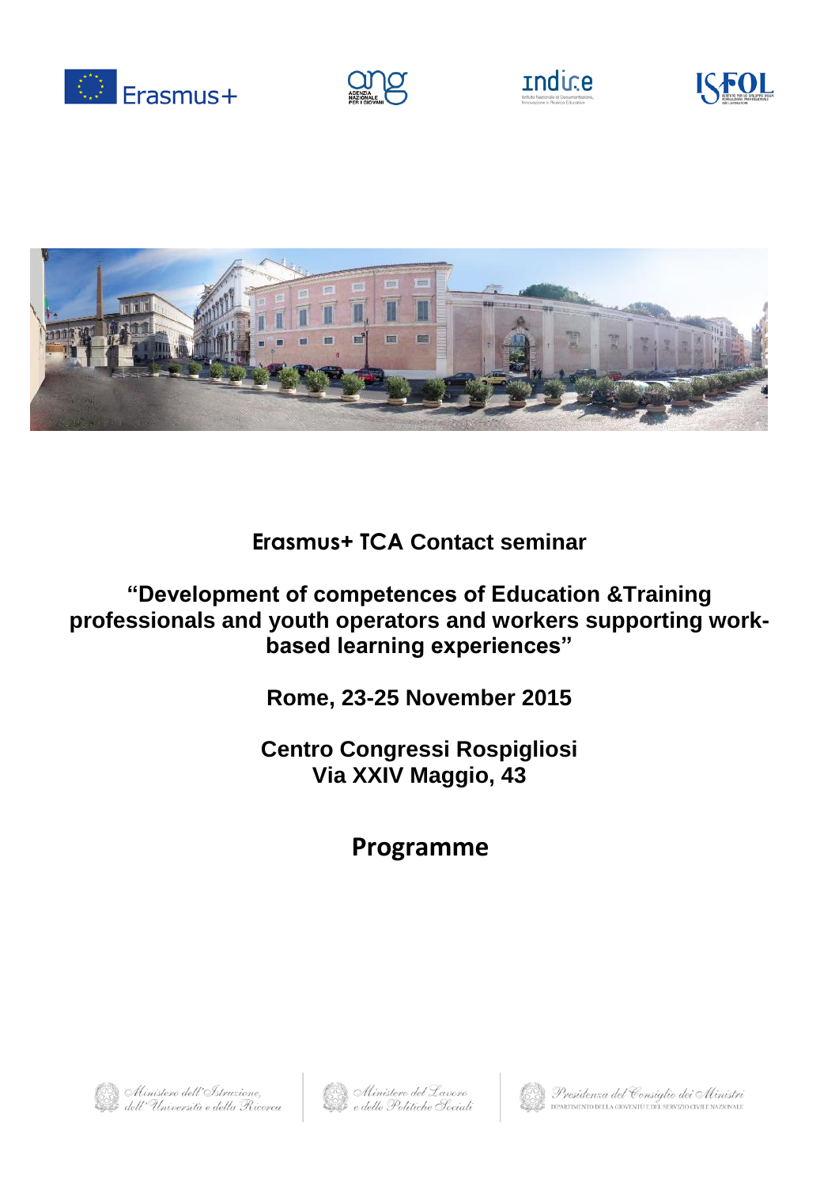# Erasmus+ TCA Contact seminar

## "Development of competences of Education &Training professionals and youth operators and workers supporting work-based learning experiences"

**Rome, 23-25 November 2015**

**Centro Congressi Rospigliosi**
**Via XXIV Maggio, 43**

## Programme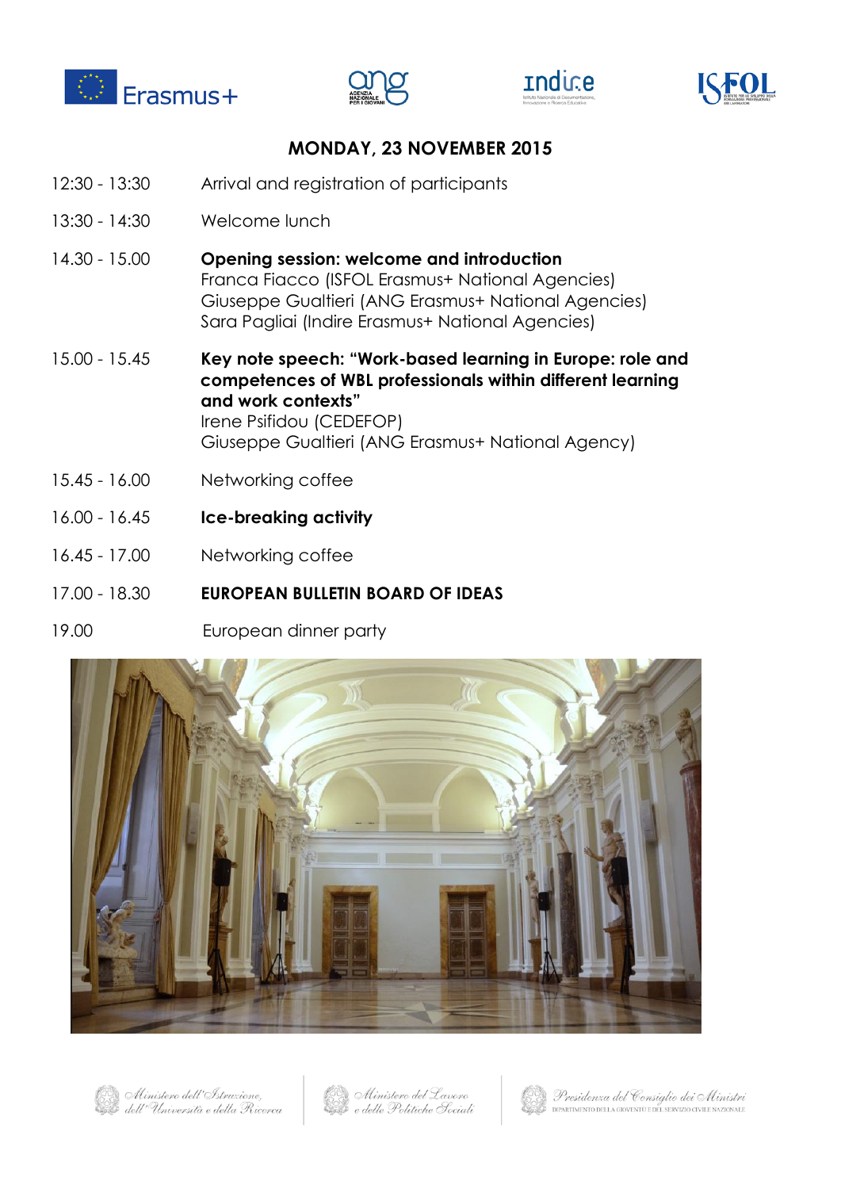## MONDAY, 23 NOVEMBER 2015

| | |
|---|---|
| 12:30 - 13:30 | Arrival and registration of participants |
| 13:30 - 14:30 | Welcome lunch |
| 14.30 - 15.00 | **Opening session: welcome and introduction**<br>Franca Fiacco (ISFOL Erasmus+ National Agencies)<br>Giuseppe Gualtieri (ANG Erasmus+ National Agencies)<br>Sara Pagliai (Indire Erasmus+ National Agencies) |
| 15.00 - 15.45 | **Key note speech: "Work-based learning in Europe: role and competences of WBL professionals within different learning and work contexts"**<br>Irene Psifidou (CEDEFOP)<br>Giuseppe Gualtieri (ANG Erasmus+ National Agency) |
| 15.45 - 16.00 | Networking coffee |
| 16.00 - 16.45 | **Ice-breaking activity** |
| 16.45 - 17.00 | Networking coffee |
| 17.00 - 18.30 | **EUROPEAN BULLETIN BOARD OF IDEAS** |
| 19.00 | European dinner party |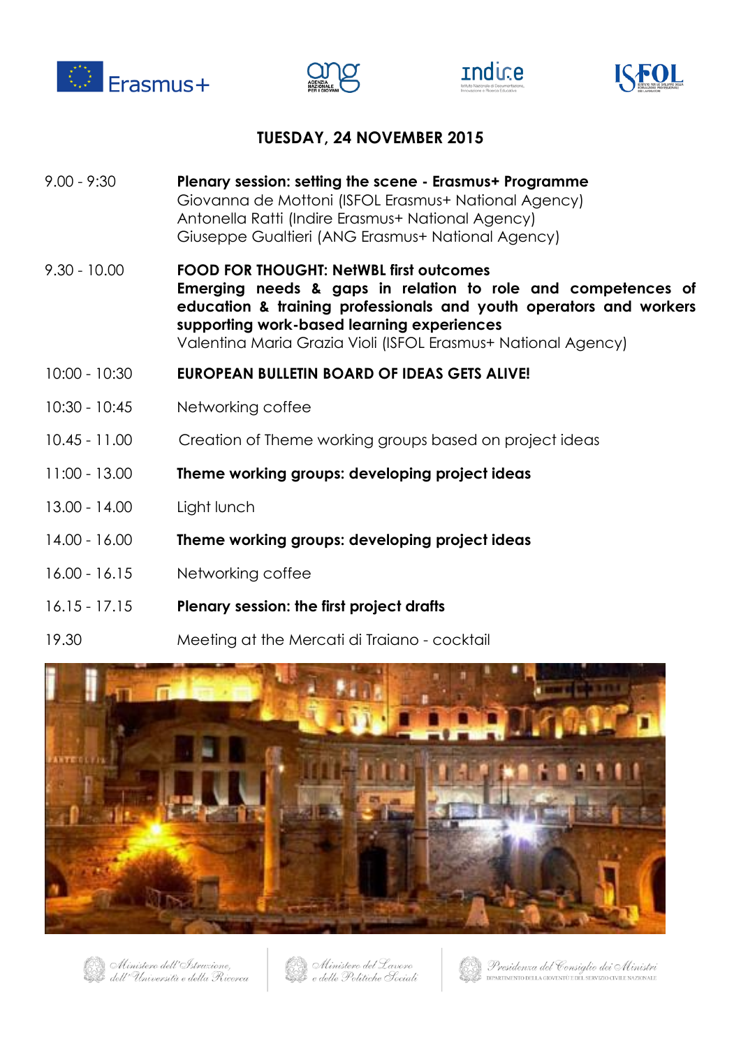## TUESDAY, 24 NOVEMBER 2015

| | |
|---|---|
| 9.00 - 9:30 | **Plenary session: setting the scene - Erasmus+ Programme**<br>Giovanna de Mottoni (ISFOL Erasmus+ National Agency)<br>Antonella Ratti (Indire Erasmus+ National Agency)<br>Giuseppe Gualtieri (ANG Erasmus+ National Agency) |
| 9.30 - 10.00 | **FOOD FOR THOUGHT: NetWBL first outcomes**<br>**Emerging needs & gaps in relation to role and competences of education & training professionals and youth operators and workers supporting work-based learning experiences**<br>Valentina Maria Grazia Violi (ISFOL Erasmus+ National Agency) |
| 10:00 - 10:30 | **EUROPEAN BULLETIN BOARD OF IDEAS GETS ALIVE!** |
| 10:30 - 10:45 | Networking coffee |
| 10.45 - 11.00 | Creation of Theme working groups based on project ideas |
| 11:00 - 13.00 | **Theme working groups: developing project ideas** |
| 13.00 - 14.00 | Light lunch |
| 14.00 - 16.00 | **Theme working groups: developing project ideas** |
| 16.00 - 16.15 | Networking coffee |
| 16.15 - 17.15 | **Plenary session: the first project drafts** |
| 19.30 | Meeting at the Mercati di Traiano - cocktail |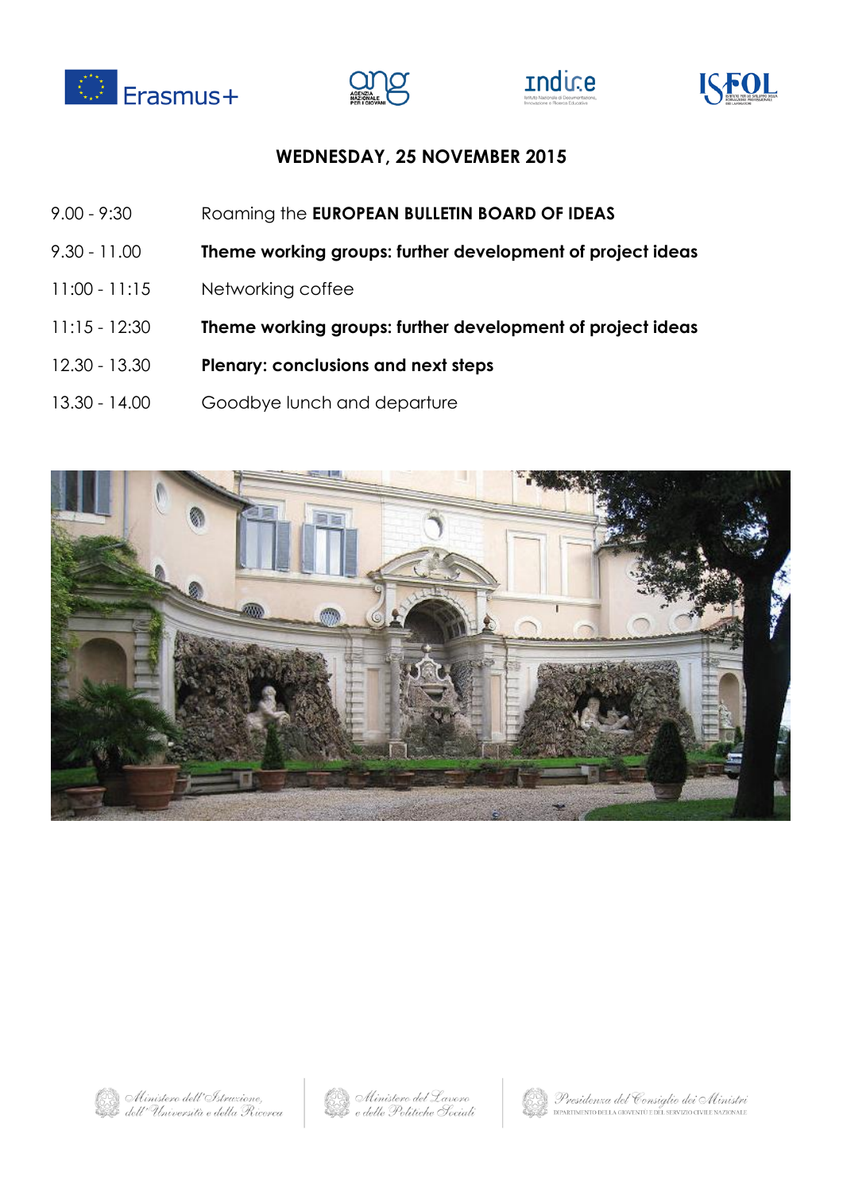## WEDNESDAY, 25 NOVEMBER 2015

| | |
|---|---|
| 9.00 - 9:30 | Roaming the **EUROPEAN BULLETIN BOARD OF IDEAS** |
| 9.30 - 11.00 | **Theme working groups: further development of project ideas** |
| 11:00 - 11:15 | Networking coffee |
| 11:15 - 12:30 | **Theme working groups: further development of project ideas** |
| 12.30 - 13.30 | **Plenary: conclusions and next steps** |
| 13.30 - 14.00 | Goodbye lunch and departure |